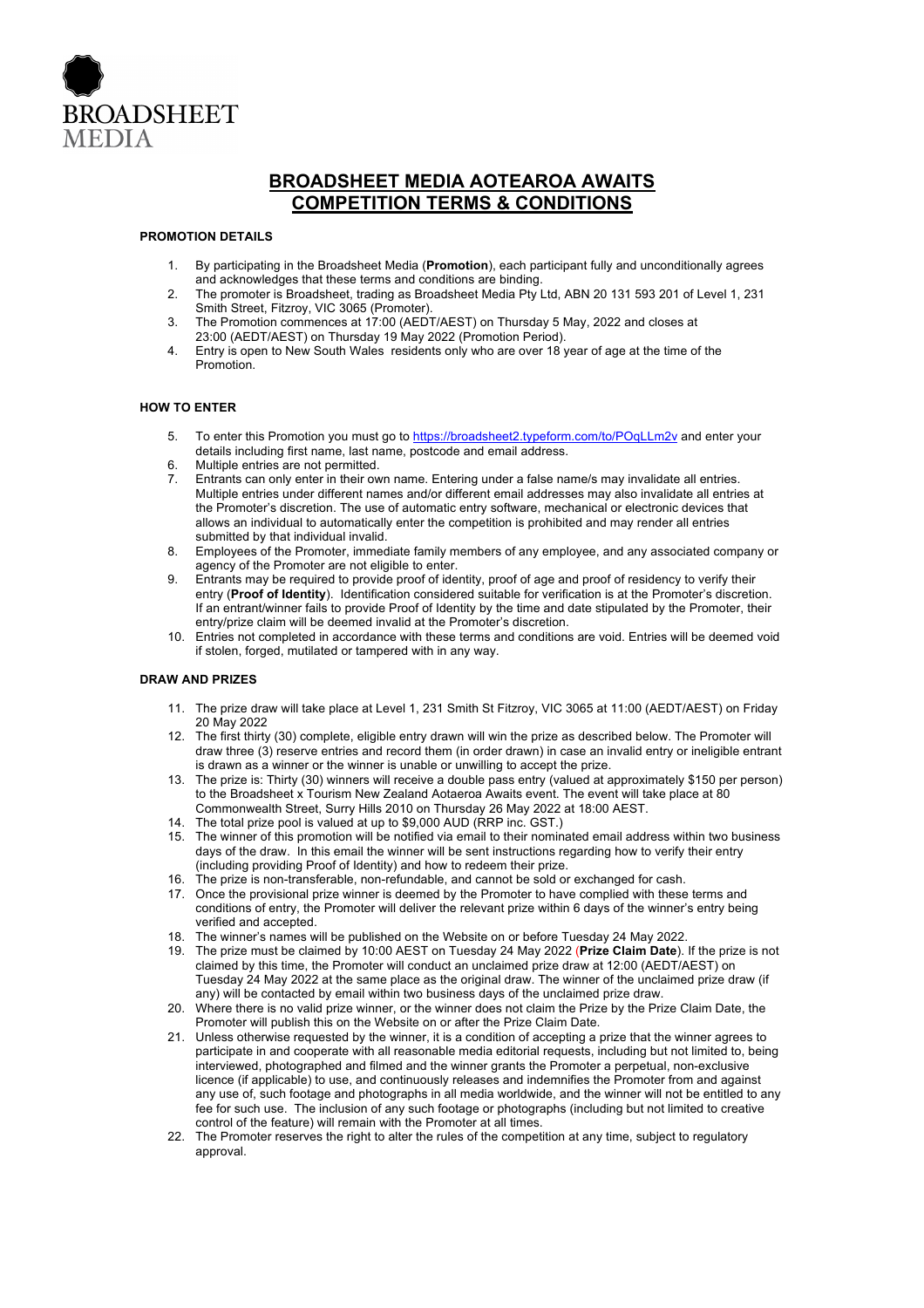BROADSHEET MEDIA

# BROADSHEET MEDIA AOTEAROA AWAITS COMPETITION TERMS & CONDITIONS

## PROMOTION DETAILS

1. By participating in the Broadsheet Media (**Promotion**), each participant fully and unconditionally agrees and acknowledges that these terms and conditions are binding.
2. The promoter is Broadsheet, trading as Broadsheet Media Pty Ltd, ABN 20 131 593 201 of Level 1, 231 Smith Street, Fitzroy, VIC 3065 (Promoter).
3. The Promotion commences at 17:00 (AEDT/AEST) on Thursday 5 May, 2022 and closes at 23:00 (AEDT/AEST) on Thursday 19 May 2022 (Promotion Period).
4. Entry is open to New South Wales residents only who are over 18 year of age at the time of the Promotion.

## HOW TO ENTER

5. To enter this Promotion you must go to https://broadsheet2.typeform.com/to/POqLLm2v and enter your details including first name, last name, postcode and email address.
6. Multiple entries are not permitted.
7. Entrants can only enter in their own name. Entering under a false name/s may invalidate all entries. Multiple entries under different names and/or different email addresses may also invalidate all entries at the Promoter's discretion. The use of automatic entry software, mechanical or electronic devices that allows an individual to automatically enter the competition is prohibited and may render all entries submitted by that individual invalid.
8. Employees of the Promoter, immediate family members of any employee, and any associated company or agency of the Promoter are not eligible to enter.
9. Entrants may be required to provide proof of identity, proof of age and proof of residency to verify their entry (**Proof of Identity**). Identification considered suitable for verification is at the Promoter's discretion. If an entrant/winner fails to provide Proof of Identity by the time and date stipulated by the Promoter, their entry/prize claim will be deemed invalid at the Promoter's discretion.
10. Entries not completed in accordance with these terms and conditions are void. Entries will be deemed void if stolen, forged, mutilated or tampered with in any way.

## DRAW AND PRIZES

11. The prize draw will take place at Level 1, 231 Smith St Fitzroy, VIC 3065 at 11:00 (AEDT/AEST) on Friday 20 May 2022
12. The first thirty (30) complete, eligible entry drawn will win the prize as described below. The Promoter will draw three (3) reserve entries and record them (in order drawn) in case an invalid entry or ineligible entrant is drawn as a winner or the winner is unable or unwilling to accept the prize.
13. The prize is: Thirty (30) winners will receive a double pass entry (valued at approximately $150 per person) to the Broadsheet x Tourism New Zealand Aotearoa Awaits event. The event will take place at 80 Commonwealth Street, Surry Hills 2010 on Thursday 26 May 2022 at 18:00 AEST.
14. The total prize pool is valued at up to $9,000 AUD (RRP inc. GST.)
15. The winner of this promotion will be notified via email to their nominated email address within two business days of the draw. In this email the winner will be sent instructions regarding how to verify their entry (including providing Proof of Identity) and how to redeem their prize.
16. The prize is non-transferable, non-refundable, and cannot be sold or exchanged for cash.
17. Once the provisional prize winner is deemed by the Promoter to have complied with these terms and conditions of entry, the Promoter will deliver the relevant prize within 6 days of the winner's entry being verified and accepted.
18. The winner's names will be published on the Website on or before Tuesday 24 May 2022.
19. The prize must be claimed by 10:00 AEST on Tuesday 24 May 2022 (**Prize Claim Date**). If the prize is not claimed by this time, the Promoter will conduct an unclaimed prize draw at 12:00 (AEDT/AEST) on Tuesday 24 May 2022 at the same place as the original draw. The winner of the unclaimed prize draw (if any) will be contacted by email within two business days of the unclaimed prize draw.
20. Where there is no valid prize winner, or the winner does not claim the Prize by the Prize Claim Date, the Promoter will publish this on the Website on or after the Prize Claim Date.
21. Unless otherwise requested by the winner, it is a condition of accepting a prize that the winner agrees to participate in and cooperate with all reasonable media editorial requests, including but not limited to, being interviewed, photographed and filmed and the winner grants the Promoter a perpetual, non-exclusive licence (if applicable) to use, and continuously releases and indemnifies the Promoter from and against any use of, such footage and photographs in all media worldwide, and the winner will not be entitled to any fee for such use. The inclusion of any such footage or photographs (including but not limited to creative control of the feature) will remain with the Promoter at all times.
22. The Promoter reserves the right to alter the rules of the competition at any time, subject to regulatory approval.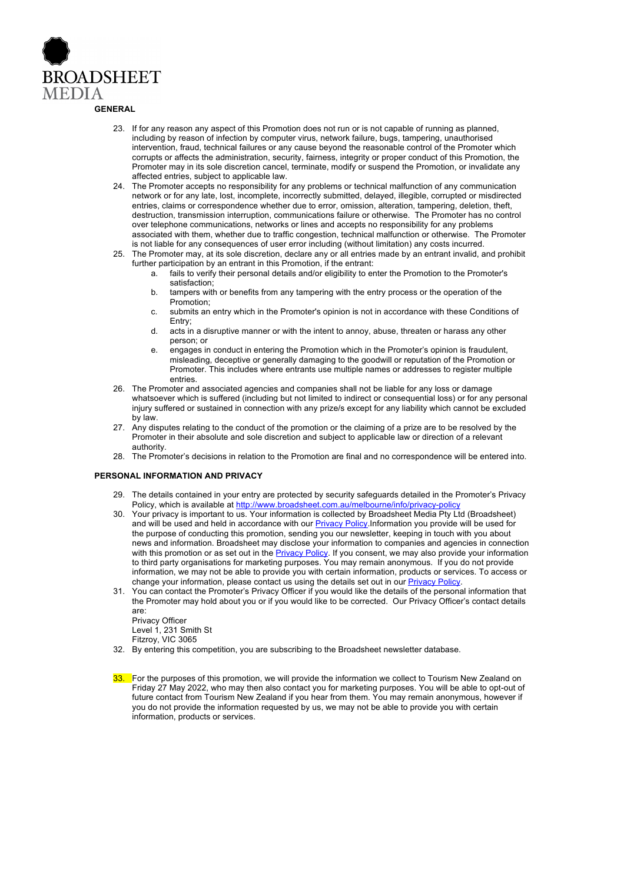## GENERAL

23. If for any reason any aspect of this Promotion does not run or is not capable of running as planned, including by reason of infection by computer virus, network failure, bugs, tampering, unauthorised intervention, fraud, technical failures or any cause beyond the reasonable control of the Promoter which corrupts or affects the administration, security, fairness, integrity or proper conduct of this Promotion, the Promoter may in its sole discretion cancel, terminate, modify or suspend the Promotion, or invalidate any affected entries, subject to applicable law.
24. The Promoter accepts no responsibility for any problems or technical malfunction of any communication network or for any late, lost, incomplete, incorrectly submitted, delayed, illegible, corrupted or misdirected entries, claims or correspondence whether due to error, omission, alteration, tampering, deletion, theft, destruction, transmission interruption, communications failure or otherwise. The Promoter has no control over telephone communications, networks or lines and accepts no responsibility for any problems associated with them, whether due to traffic congestion, technical malfunction or otherwise. The Promoter is not liable for any consequences of user error including (without limitation) any costs incurred.
25. The Promoter may, at its sole discretion, declare any or all entries made by an entrant invalid, and prohibit further participation by an entrant in this Promotion, if the entrant:
    a. fails to verify their personal details and/or eligibility to enter the Promotion to the Promoter's satisfaction;
    b. tampers with or benefits from any tampering with the entry process or the operation of the Promotion;
    c. submits an entry which in the Promoter's opinion is not in accordance with these Conditions of Entry;
    d. acts in a disruptive manner or with the intent to annoy, abuse, threaten or harass any other person; or
    e. engages in conduct in entering the Promotion which in the Promoter's opinion is fraudulent, misleading, deceptive or generally damaging to the goodwill or reputation of the Promotion or Promoter. This includes where entrants use multiple names or addresses to register multiple entries.
26. The Promoter and associated agencies and companies shall not be liable for any loss or damage whatsoever which is suffered (including but not limited to indirect or consequential loss) or for any personal injury suffered or sustained in connection with any prize/s except for any liability which cannot be excluded by law.
27. Any disputes relating to the conduct of the promotion or the claiming of a prize are to be resolved by the Promoter in their absolute and sole discretion and subject to applicable law or direction of a relevant authority.
28. The Promoter's decisions in relation to the Promotion are final and no correspondence will be entered into.

## PERSONAL INFORMATION AND PRIVACY

29. The details contained in your entry are protected by security safeguards detailed in the Promoter's Privacy Policy, which is available at [http://www.broadsheet.com.au/melbourne/info/privacy-policy](http://www.broadsheet.com.au/melbourne/info/privacy-policy)
30. Your privacy is important to us. Your information is collected by Broadsheet Media Pty Ltd (Broadsheet) and will be used and held in accordance with our Privacy Policy.Information you provide will be used for the purpose of conducting this promotion, sending you our newsletter, keeping in touch with you about news and information. Broadsheet may disclose your information to companies and agencies in connection with this promotion or as set out in the Privacy Policy. If you consent, we may also provide your information to third party organisations for marketing purposes. You may remain anonymous. If you do not provide information, we may not be able to provide you with certain information, products or services. To access or change your information, please contact us using the details set out in our Privacy Policy.
31. You can contact the Promoter's Privacy Officer if you would like the details of the personal information that the Promoter may hold about you or if you would like to be corrected. Our Privacy Officer's contact details are:
    Privacy Officer
    Level 1, 231 Smith St
    Fitzroy, VIC 3065
32. By entering this competition, you are subscribing to the Broadsheet newsletter database.
33. For the purposes of this promotion, we will provide the information we collect to Tourism New Zealand on Friday 27 May 2022, who may then also contact you for marketing purposes. You will be able to opt-out of future contact from Tourism New Zealand if you hear from them. You may remain anonymous, however if you do not provide the information requested by us, we may not be able to provide you with certain information, products or services.